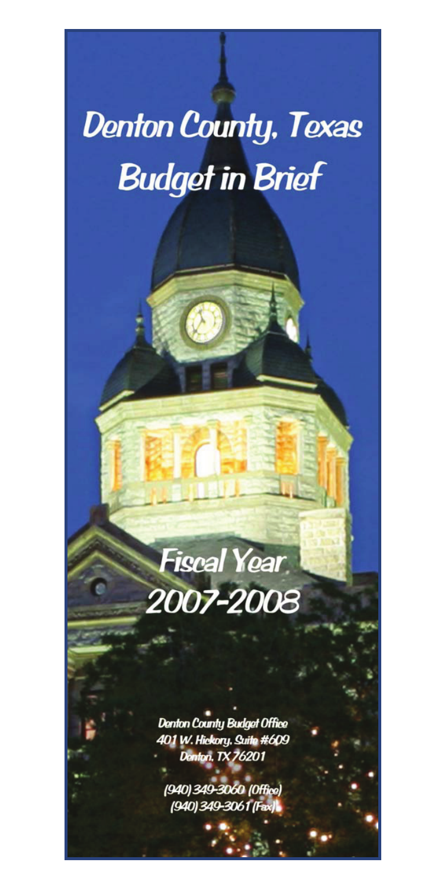# Denton County, Texas Budget in Brief

## Fiscal Year 2007-2008

Denton County Budget Office
401 W. Hickory, Suite #609
Denton, TX 76201

(940) 349-3060 (Office)
(940) 349-3061 (Fax)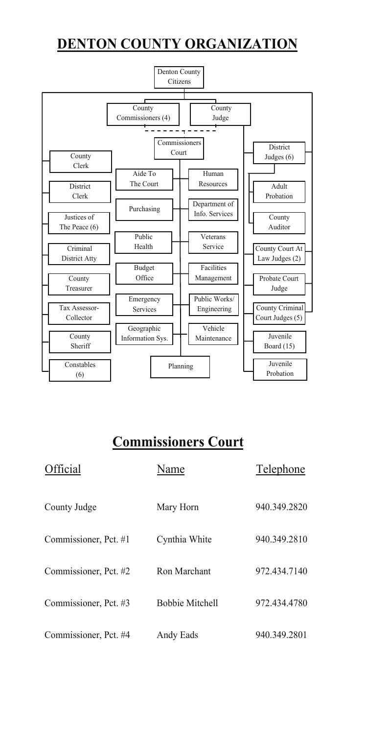# DENTON COUNTY ORGANIZATION

Denton County Citizens

County Commissioners (4)

County Judge

Commissioners Court

County Clerk

District Clerk

Justices of The Peace (6)

Criminal District Atty

County Treasurer

Tax Assessor-Collector

County Sheriff

Constables (6)

Aide To The Court

Human Resources

Purchasing

Department of Info. Services

Public Health

Veterans Service

Budget Office

Facilities Management

Emergency Services

Public Works/ Engineering

Geographic Information Sys.

Vehicle Maintenance

Planning

District Judges (6)

Adult Probation

County Auditor

County Court At Law Judges (2)

Probate Court Judge

County Criminal Court Judges (5)

Juvenile Board (15)

Juvenile Probation

## Commissioners Court

| Official | Name | Telephone |
|---|---|---|
| County Judge | Mary Horn | 940.349.2820 |
| Commissioner, Pct. #1 | Cynthia White | 940.349.2810 |
| Commissioner, Pct. #2 | Ron Marchant | 972.434.7140 |
| Commissioner, Pct. #3 | Bobbie Mitchell | 972.434.4780 |
| Commissioner, Pct. #4 | Andy Eads | 940.349.2801 |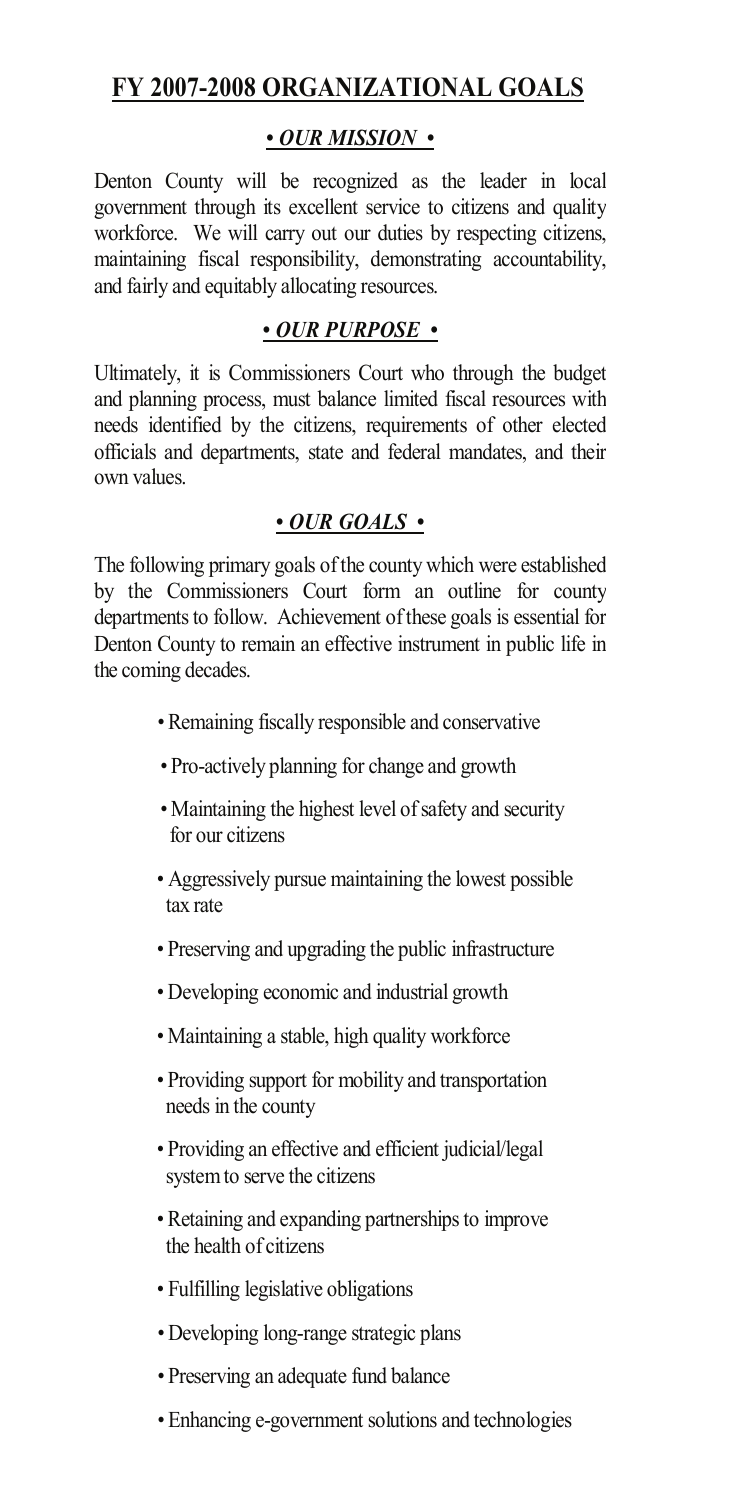## FY 2007-2008 ORGANIZATIONAL GOALS

### *• OUR MISSION •*

Denton County will be recognized as the leader in local government through its excellent service to citizens and quality workforce. We will carry out our duties by respecting citizens, maintaining fiscal responsibility, demonstrating accountability, and fairly and equitably allocating resources.

### *• OUR PURPOSE •*

Ultimately, it is Commissioners Court who through the budget and planning process, must balance limited fiscal resources with needs identified by the citizens, requirements of other elected officials and departments, state and federal mandates, and their own values.

### *• OUR GOALS •*

The following primary goals of the county which were established by the Commissioners Court form an outline for county departments to follow. Achievement of these goals is essential for Denton County to remain an effective instrument in public life in the coming decades.

- Remaining fiscally responsible and conservative
- Pro-actively planning for change and growth
- Maintaining the highest level of safety and security for our citizens
- Aggressively pursue maintaining the lowest possible tax rate
- Preserving and upgrading the public infrastructure
- Developing economic and industrial growth
- Maintaining a stable, high quality workforce
- Providing support for mobility and transportation needs in the county
- Providing an effective and efficient judicial/legal system to serve the citizens
- Retaining and expanding partnerships to improve the health of citizens
- Fulfilling legislative obligations
- Developing long-range strategic plans
- Preserving an adequate fund balance
- Enhancing e-government solutions and technologies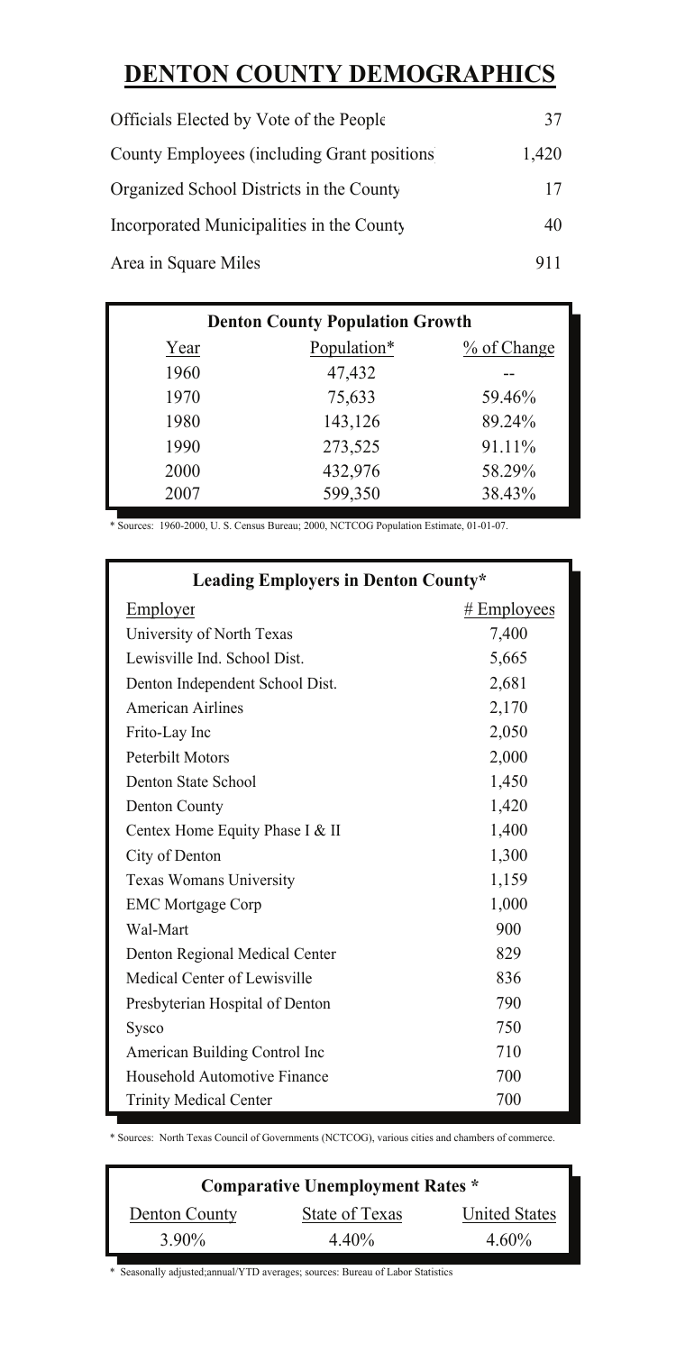# DENTON COUNTY DEMOGRAPHICS

| | |
|---|---|
| Officials Elected by Vote of the People | 37 |
| County Employees (including Grant positions | 1,420 |
| Organized School Districts in the County | 17 |
| Incorporated Municipalities in the County | 40 |
| Area in Square Miles | 911 |

**Denton County Population Growth**

| Year | Population* | % of Change |
|---|---|---|
| 1960 | 47,432 | -- |
| 1970 | 75,633 | 59.46% |
| 1980 | 143,126 | 89.24% |
| 1990 | 273,525 | 91.11% |
| 2000 | 432,976 | 58.29% |
| 2007 | 599,350 | 38.43% |

* Sources: 1960-2000, U. S. Census Bureau; 2000, NCTCOG Population Estimate, 01-01-07.

**Leading Employers in Denton County***

| Employer | # Employees |
|---|---|
| University of North Texas | 7,400 |
| Lewisville Ind. School Dist. | 5,665 |
| Denton Independent School Dist. | 2,681 |
| American Airlines | 2,170 |
| Frito-Lay Inc | 2,050 |
| Peterbilt Motors | 2,000 |
| Denton State School | 1,450 |
| Denton County | 1,420 |
| Centex Home Equity Phase I & II | 1,400 |
| City of Denton | 1,300 |
| Texas Womans University | 1,159 |
| EMC Mortgage Corp | 1,000 |
| Wal-Mart | 900 |
| Denton Regional Medical Center | 829 |
| Medical Center of Lewisville | 836 |
| Presbyterian Hospital of Denton | 790 |
| Sysco | 750 |
| American Building Control Inc | 710 |
| Household Automotive Finance | 700 |
| Trinity Medical Center | 700 |

* Sources: North Texas Council of Governments (NCTCOG), various cities and chambers of commerce.

**Comparative Unemployment Rates ***

| Denton County | State of Texas | United States |
|---|---|---|
| 3.90% | 4.40% | 4.60% |

* Seasonally adjusted;annual/YTD averages; sources: Bureau of Labor Statistics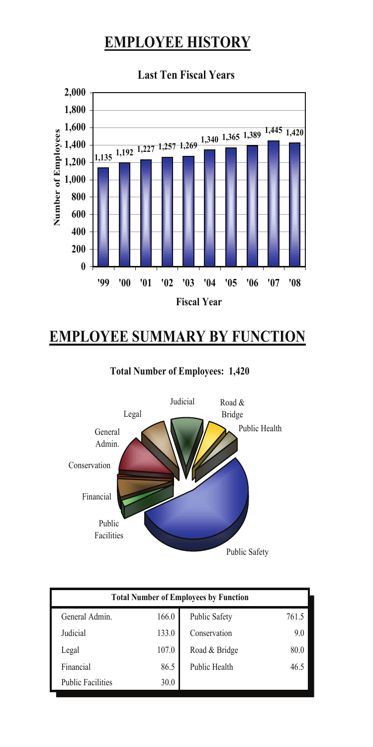# EMPLOYEE HISTORY

**Last Ten Fiscal Years**

| Fiscal Year | Number of Employees |
|---|---|
| '99 | 1,135 |
| '00 | 1,192 |
| '01 | 1,227 |
| '02 | 1,257 |
| '03 | 1,269 |
| '04 | 1,340 |
| '05 | 1,365 |
| '06 | 1,389 |
| '07 | 1,445 |
| '08 | 1,420 |

# EMPLOYEE SUMMARY BY FUNCTION

**Total Number of Employees: 1,420**

| Total Number of Employees by Function | | | |
|---|---|---|---|
| General Admin. | 166.0 | Public Safety | 761.5 |
| Judicial | 133.0 | Conservation | 9.0 |
| Legal | 107.0 | Road & Bridge | 80.0 |
| Financial | 86.5 | Public Health | 46.5 |
| Public Facilities | 30.0 | | |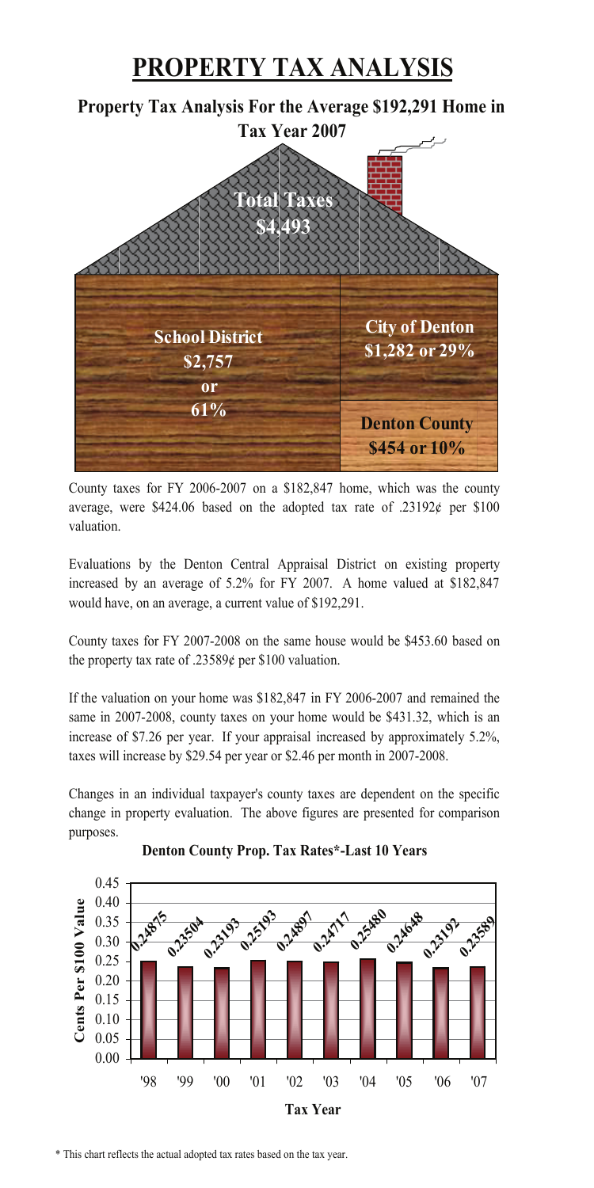# PROPERTY TAX ANALYSIS

## Property Tax Analysis For the Average $192,291 Home in Tax Year 2007

**Total Taxes $4,493**

**School District $2,757 or 61%**

**City of Denton $1,282 or 29%**

**Denton County $454 or 10%**

County taxes for FY 2006-2007 on a $182,847 home, which was the county average, were $424.06 based on the adopted tax rate of .23192¢ per $100 valuation.

Evaluations by the Denton Central Appraisal District on existing property increased by an average of 5.2% for FY 2007. A home valued at $182,847 would have, on an average, a current value of $192,291.

County taxes for FY 2007-2008 on the same house would be $453.60 based on the property tax rate of .23589¢ per $100 valuation.

If the valuation on your home was $182,847 in FY 2006-2007 and remained the same in 2007-2008, county taxes on your home would be $431.32, which is an increase of $7.26 per year. If your appraisal increased by approximately 5.2%, taxes will increase by $29.54 per year or $2.46 per month in 2007-2008.

Changes in an individual taxpayer's county taxes are dependent on the specific change in property evaluation. The above figures are presented for comparison purposes.

**Denton County Prop. Tax Rates*-Last 10 Years**

| Tax Year | Cents Per $100 Value |
|---|---|
| '98 | 0.24875 |
| '99 | 0.23504 |
| '00 | 0.23193 |
| '01 | 0.25193 |
| '02 | 0.24897 |
| '03 | 0.24717 |
| '04 | 0.25480 |
| '05 | 0.24648 |
| '06 | 0.23192 |
| '07 | 0.23589 |

\* This chart reflects the actual adopted tax rates based on the tax year.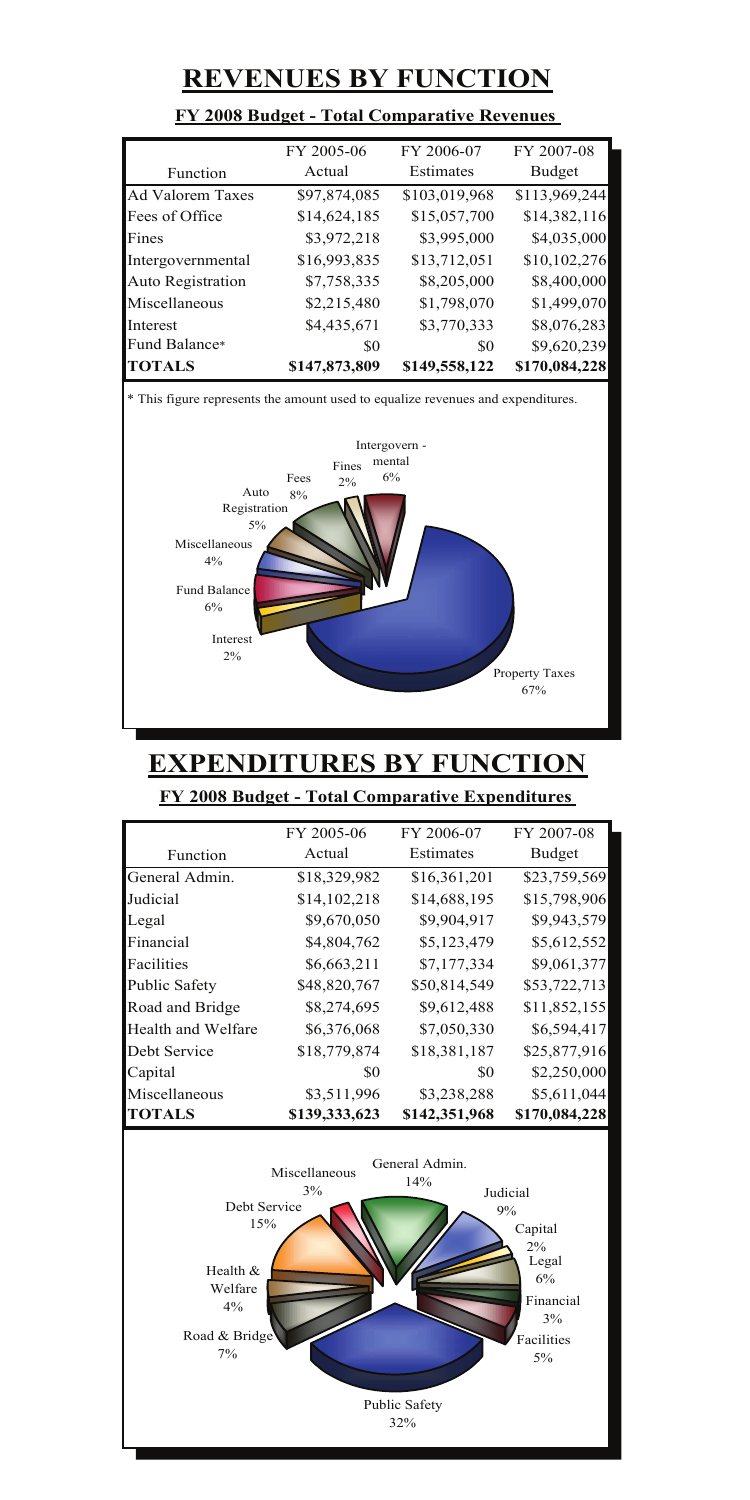# REVENUES BY FUNCTION

### FY 2008 Budget - Total Comparative Revenues

| Function | FY 2005-06 Actual | FY 2006-07 Estimates | FY 2007-08 Budget |
|---|---|---|---|
| Ad Valorem Taxes | $97,874,085 | $103,019,968 | $113,969,244 |
| Fees of Office | $14,624,185 | $15,057,700 | $14,382,116 |
| Fines | $3,972,218 | $3,995,000 | $4,035,000 |
| Intergovernmental | $16,993,835 | $13,712,051 | $10,102,276 |
| Auto Registration | $7,758,335 | $8,205,000 | $8,400,000 |
| Miscellaneous | $2,215,480 | $1,798,070 | $1,499,070 |
| Interest | $4,435,671 | $3,770,333 | $8,076,283 |
| Fund Balance* | $0 | $0 | $9,620,239 |
| **TOTALS** | **$147,873,809** | **$149,558,122** | **$170,084,228** |

* This figure represents the amount used to equalize revenues and expenditures.

Intergovernmental 6%, Fines 2%, Fees 8%, Auto Registration 5%, Miscellaneous 4%, Fund Balance 6%, Interest 2%, Property Taxes 67%

# EXPENDITURES BY FUNCTION

### FY 2008 Budget - Total Comparative Expenditures

| Function | FY 2005-06 Actual | FY 2006-07 Estimates | FY 2007-08 Budget |
|---|---|---|---|
| General Admin. | $18,329,982 | $16,361,201 | $23,759,569 |
| Judicial | $14,102,218 | $14,688,195 | $15,798,906 |
| Legal | $9,670,050 | $9,904,917 | $9,943,579 |
| Financial | $4,804,762 | $5,123,479 | $5,612,552 |
| Facilities | $6,663,211 | $7,177,334 | $9,061,377 |
| Public Safety | $48,820,767 | $50,814,549 | $53,722,713 |
| Road and Bridge | $8,274,695 | $9,612,488 | $11,852,155 |
| Health and Welfare | $6,376,068 | $7,050,330 | $6,594,417 |
| Debt Service | $18,779,874 | $18,381,187 | $25,877,916 |
| Capital | $0 | $0 | $2,250,000 |
| Miscellaneous | $3,511,996 | $3,238,288 | $5,611,044 |
| **TOTALS** | **$139,333,623** | **$142,351,968** | **$170,084,228** |

Miscellaneous 3%, General Admin. 14%, Judicial 9%, Capital 2%, Legal 6%, Financial 3%, Facilities 5%, Public Safety 32%, Road & Bridge 7%, Health & Welfare 4%, Debt Service 15%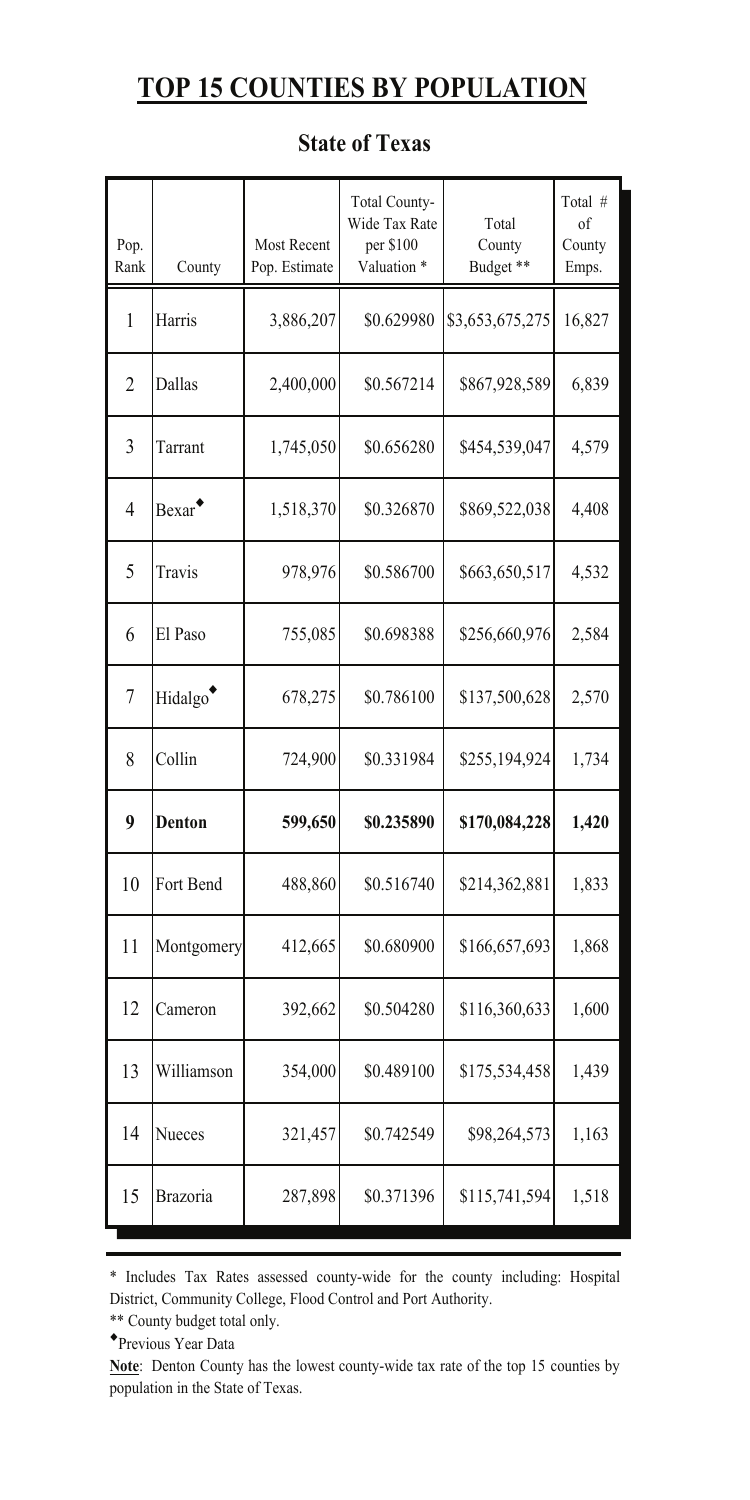# TOP 15 COUNTIES BY POPULATION

## State of Texas

| Pop. Rank | County | Most Recent Pop. Estimate | Total County-Wide Tax Rate per $100 Valuation * | Total County Budget ** | Total # of County Emps. |
|---|---|---|---|---|---|
| 1 | Harris | 3,886,207 | $0.629980 | $3,653,675,275 | 16,827 |
| 2 | Dallas | 2,400,000 | $0.567214 | $867,928,589 | 6,839 |
| 3 | Tarrant | 1,745,050 | $0.656280 | $454,539,047 | 4,579 |
| 4 | Bexar◆ | 1,518,370 | $0.326870 | $869,522,038 | 4,408 |
| 5 | Travis | 978,976 | $0.586700 | $663,650,517 | 4,532 |
| 6 | El Paso | 755,085 | $0.698388 | $256,660,976 | 2,584 |
| 7 | Hidalgo◆ | 678,275 | $0.786100 | $137,500,628 | 2,570 |
| 8 | Collin | 724,900 | $0.331984 | $255,194,924 | 1,734 |
| **9** | **Denton** | **599,650** | **$0.235890** | **$170,084,228** | **1,420** |
| 10 | Fort Bend | 488,860 | $0.516740 | $214,362,881 | 1,833 |
| 11 | Montgomery | 412,665 | $0.680900 | $166,657,693 | 1,868 |
| 12 | Cameron | 392,662 | $0.504280 | $116,360,633 | 1,600 |
| 13 | Williamson | 354,000 | $0.489100 | $175,534,458 | 1,439 |
| 14 | Nueces | 321,457 | $0.742549 | $98,264,573 | 1,163 |
| 15 | Brazoria | 287,898 | $0.371396 | $115,741,594 | 1,518 |

* Includes Tax Rates assessed county-wide for the county including: Hospital District, Community College, Flood Control and Port Authority.

** County budget total only.

◆Previous Year Data

**Note**: Denton County has the lowest county-wide tax rate of the top 15 counties by population in the State of Texas.